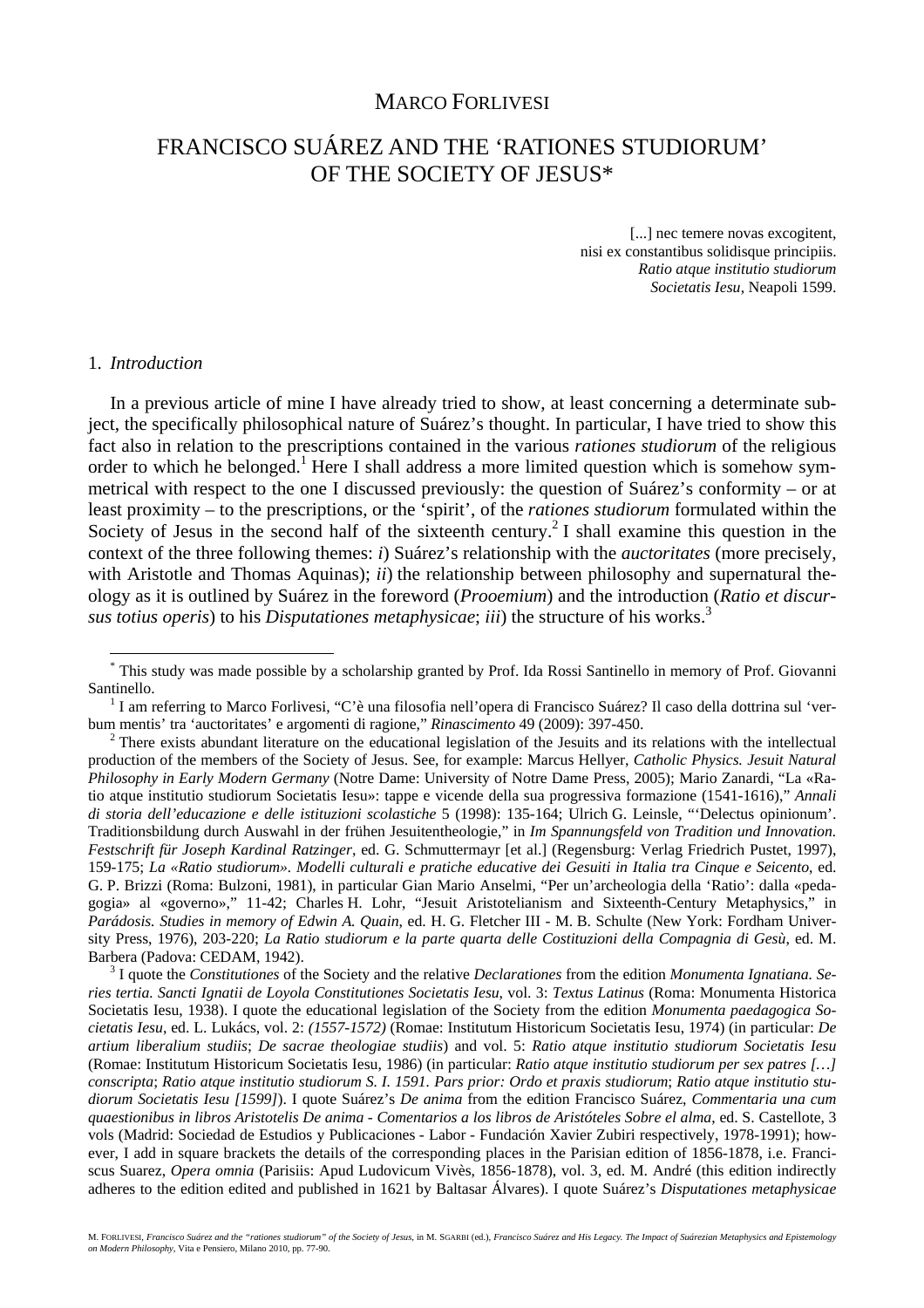MARCO FORLIVESI

# FRANCISCO SUÁREZ AND THE 'RATIONES STUDIORUM' OF THE SOCIETY OF JESUS*

> [...] nec temere novas excogitent,
> nisi ex constantibus solidisque principiis.
> *Ratio atque institutio studiorum*
> *Societatis Iesu*, Neapoli 1599.

## 1. *Introduction*

In a previous article of mine I have already tried to show, at least concerning a determinate subject, the specifically philosophical nature of Suárez's thought. In particular, I have tried to show this fact also in relation to the prescriptions contained in the various *rationes studiorum* of the religious order to which he belonged.[1] Here I shall address a more limited question which is somehow symmetrical with respect to the one I discussed previously: the question of Suárez's conformity – or at least proximity – to the prescriptions, or the 'spirit', of the *rationes studiorum* formulated within the Society of Jesus in the second half of the sixteenth century.[2] I shall examine this question in the context of the three following themes: *i*) Suárez's relationship with the *auctoritates* (more precisely, with Aristotle and Thomas Aquinas); *ii*) the relationship between philosophy and supernatural theology as it is outlined by Suárez in the foreword (*Prooemium*) and the introduction (*Ratio et discursus totius operis*) to his *Disputationes metaphysicae*; *iii*) the structure of his works.[3]

---

\* This study was made possible by a scholarship granted by Prof. Ida Rossi Santinello in memory of Prof. Giovanni Santinello.

[1] I am referring to Marco Forlivesi, "C'è una filosofia nell'opera di Francisco Suárez? Il caso della dottrina sul 'verbum mentis' tra 'auctoritates' e argomenti di ragione," *Rinascimento* 49 (2009): 397-450.

[2] There exists abundant literature on the educational legislation of the Jesuits and its relations with the intellectual production of the members of the Society of Jesus. See, for example: Marcus Hellyer, *Catholic Physics. Jesuit Natural Philosophy in Early Modern Germany* (Notre Dame: University of Notre Dame Press, 2005); Mario Zanardi, "La «Ratio atque institutio studiorum Societatis Iesu»: tappe e vicende della sua progressiva formazione (1541-1616)," *Annali di storia dell'educazione e delle istituzioni scolastiche* 5 (1998): 135-164; Ulrich G. Leinsle, "'Delectus opinionum'. Traditionsbildung durch Auswahl in der frühen Jesuitentheologie," in *Im Spannungsfeld von Tradition und Innovation. Festschrift für Joseph Kardinal Ratzinger*, ed. G. Schmuttermayr [et al.] (Regensburg: Verlag Friedrich Pustet, 1997), 159-175; *La «Ratio studiorum». Modelli culturali e pratiche educative dei Gesuiti in Italia tra Cinque e Seicento*, ed. G. P. Brizzi (Roma: Bulzoni, 1981), in particular Gian Mario Anselmi, "Per un'archeologia della 'Ratio': dalla «pedagogia» al «governo»," 11-42; Charles H. Lohr, "Jesuit Aristotelianism and Sixteenth-Century Metaphysics," in *Parádosis. Studies in memory of Edwin A. Quain*, ed. H. G. Fletcher III - M. B. Schulte (New York: Fordham University Press, 1976), 203-220; *La Ratio studiorum e la parte quarta delle Costituzioni della Compagnia di Gesù*, ed. M. Barbera (Padova: CEDAM, 1942).

[3] I quote the *Constitutiones* of the Society and the relative *Declarationes* from the edition *Monumenta Ignatiana. Series tertia. Sancti Ignatii de Loyola Constitutiones Societatis Iesu*, vol. 3: *Textus Latinus* (Roma: Monumenta Historica Societatis Iesu, 1938). I quote the educational legislation of the Society from the edition *Monumenta paedagogica Societatis Iesu*, ed. L. Lukács, vol. 2: *(1557-1572)* (Romae: Institutum Historicum Societatis Iesu, 1974) (in particular: *De artium liberalium studiis*; *De sacrae theologiae studiis*) and vol. 5: *Ratio atque institutio studiorum Societatis Iesu* (Romae: Institutum Historicum Societatis Iesu, 1986) (in particular: *Ratio atque institutio studiorum per sex patres […] conscripta*; *Ratio atque institutio studiorum S. I. 1591. Pars prior: Ordo et praxis studiorum*; *Ratio atque institutio studiorum Societatis Iesu [1599]*). I quote Suárez's *De anima* from the edition Francisco Suárez, *Commentaria una cum quaestionibus in libros Aristotelis De anima - Comentarios a los libros de Aristóteles Sobre el alma*, ed. S. Castellote, 3 vols (Madrid: Sociedad de Estudios y Publicaciones - Labor - Fundación Xavier Zubiri respectively, 1978-1991); however, I add in square brackets the details of the corresponding places in the Parisian edition of 1856-1878, i.e. Franciscus Suarez, *Opera omnia* (Parisiis: Apud Ludovicum Vivès, 1856-1878), vol. 3, ed. M. André (this edition indirectly adheres to the edition edited and published in 1621 by Baltasar Álvares). I quote Suárez's *Disputationes metaphysicae*

M. FORLIVESI, *Francisco Suárez and the "rationes studiorum" of the Society of Jesus*, in M. SGARBI (ed.), *Francisco Suárez and His Legacy. The Impact of Suárezian Metaphysics and Epistemology on Modern Philosophy*, Vita e Pensiero, Milano 2010, pp. 77-90.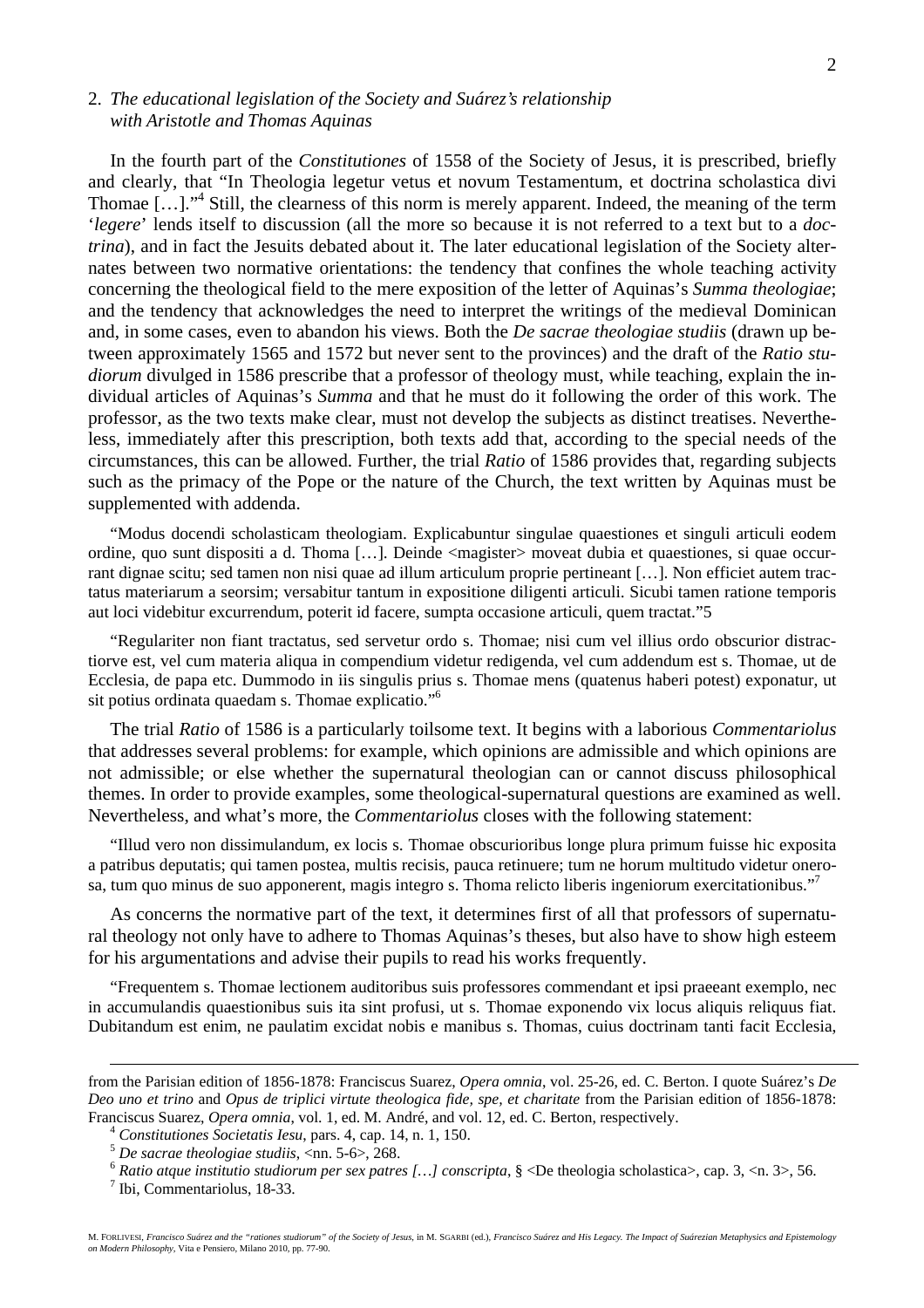## 2. *The educational legislation of the Society and Suárez's relationship with Aristotle and Thomas Aquinas*

In the fourth part of the *Constitutiones* of 1558 of the Society of Jesus, it is prescribed, briefly and clearly, that "In Theologia legetur vetus et novum Testamentum, et doctrina scholastica divi Thomae […]."[4] Still, the clearness of this norm is merely apparent. Indeed, the meaning of the term '*legere*' lends itself to discussion (all the more so because it is not referred to a text but to a *doctrina*), and in fact the Jesuits debated about it. The later educational legislation of the Society alternates between two normative orientations: the tendency that confines the whole teaching activity concerning the theological field to the mere exposition of the letter of Aquinas's *Summa theologiae*; and the tendency that acknowledges the need to interpret the writings of the medieval Dominican and, in some cases, even to abandon his views. Both the *De sacrae theologiae studiis* (drawn up between approximately 1565 and 1572 but never sent to the provinces) and the draft of the *Ratio studiorum* divulged in 1586 prescribe that a professor of theology must, while teaching, explain the individual articles of Aquinas's *Summa* and that he must do it following the order of this work. The professor, as the two texts make clear, must not develop the subjects as distinct treatises. Nevertheless, immediately after this prescription, both texts add that, according to the special needs of the circumstances, this can be allowed. Further, the trial *Ratio* of 1586 provides that, regarding subjects such as the primacy of the Pope or the nature of the Church, the text written by Aquinas must be supplemented with addenda.

> "Modus docendi scholasticam theologiam. Explicabuntur singulae quaestiones et singuli articuli eodem ordine, quo sunt dispositi a d. Thoma […]. Deinde <magister> moveat dubia et quaestiones, si quae occurrant dignae scitu; sed tamen non nisi quae ad illum articulum proprie pertineant […]. Non efficiet autem tractatus materiarum a seorsim; versabitur tantum in expositione diligenti articuli. Sicubi tamen ratione temporis aut loci videbitur excurrendum, poterit id facere, sumpta occasione articuli, quem tractat."[5]

> "Regulariter non fiant tractatus, sed servetur ordo s. Thomae; nisi cum vel illius ordo obscurior distractiorve est, vel cum materia aliqua in compendium videtur redigenda, vel cum addendum est s. Thomae, ut de Ecclesia, de papa etc. Dummodo in iis singulis prius s. Thomae mens (quatenus haberi potest) exponatur, ut sit potius ordinata quaedam s. Thomae explicatio."[6]

The trial *Ratio* of 1586 is a particularly toilsome text. It begins with a laborious *Commentariolus* that addresses several problems: for example, which opinions are admissible and which opinions are not admissible; or else whether the supernatural theologian can or cannot discuss philosophical themes. In order to provide examples, some theological-supernatural questions are examined as well. Nevertheless, and what's more, the *Commentariolus* closes with the following statement:

> "Illud vero non dissimulandum, ex locis s. Thomae obscurioribus longe plura primum fuisse hic exposita a patribus deputatis; qui tamen postea, multis recisis, pauca retinuere; tum ne horum multitudo videtur onerosa, tum quo minus de suo apponerent, magis integro s. Thoma relicto liberis ingeniorum exercitationibus."[7]

As concerns the normative part of the text, it determines first of all that professors of supernatural theology not only have to adhere to Thomas Aquinas's theses, but also have to show high esteem for his argumentations and advise their pupils to read his works frequently.

> "Frequentem s. Thomae lectionem auditoribus suis professores commendant et ipsi praeeant exemplo, nec in accumulandis quaestionibus suis ita sint profusi, ut s. Thomae exponendo vix locus aliquis reliquus fiat. Dubitandum est enim, ne paulatim excidat nobis e manibus s. Thomas, cuius doctrinam tanti facit Ecclesia,

---

from the Parisian edition of 1856-1878: Franciscus Suarez, *Opera omnia*, vol. 25-26, ed. C. Berton. I quote Suárez's *De Deo uno et trino* and *Opus de triplici virtute theologica fide, spe, et charitate* from the Parisian edition of 1856-1878: Franciscus Suarez, *Opera omnia*, vol. 1, ed. M. André, and vol. 12, ed. C. Berton, respectively.

[4] *Constitutiones Societatis Iesu*, pars. 4, cap. 14, n. 1, 150.

[5] *De sacrae theologiae studiis*, <nn. 5-6>, 268.

[6] *Ratio atque institutio studiorum per sex patres […] conscripta*, § <De theologia scholastica>, cap. 3, <n. 3>, 56.

[7] Ibi, Commentariolus, 18-33.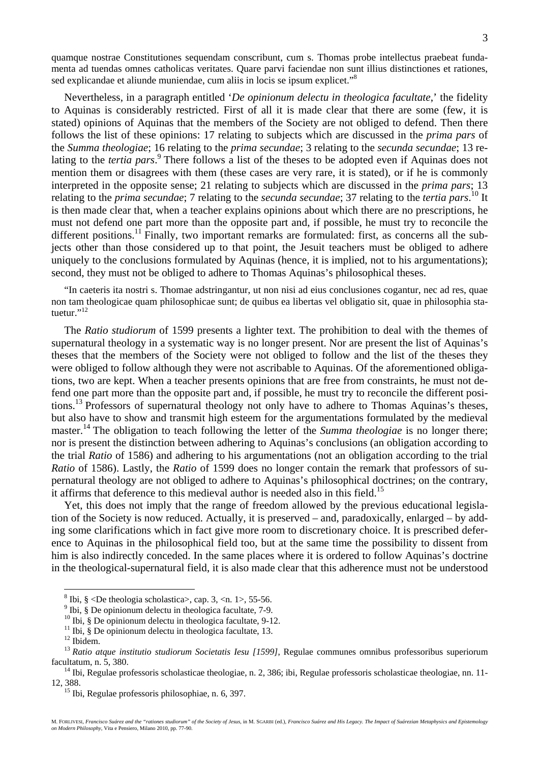quamque nostrae Constitutiones sequendam conscribunt, cum s. Thomas probe intellectus praebeat fundamenta ad tuendas omnes catholicas veritates. Quare parvi faciendae non sunt illius distinctiones et rationes, sed explicandae et aliunde muniendae, cum aliis in locis se ipsum explicet."[8]

Nevertheless, in a paragraph entitled '*De opinionum delectu in theologica facultate*,' the fidelity to Aquinas is considerably restricted. First of all it is made clear that there are some (few, it is stated) opinions of Aquinas that the members of the Society are not obliged to defend. Then there follows the list of these opinions: 17 relating to subjects which are discussed in the *prima pars* of the *Summa theologiae*; 16 relating to the *prima secundae*; 3 relating to the *secunda secundae*; 13 relating to the *tertia pars*.[9] There follows a list of the theses to be adopted even if Aquinas does not mention them or disagrees with them (these cases are very rare, it is stated), or if he is commonly interpreted in the opposite sense; 21 relating to subjects which are discussed in the *prima pars*; 13 relating to the *prima secundae*; 7 relating to the *secunda secundae*; 37 relating to the *tertia pars*.[10] It is then made clear that, when a teacher explains opinions about which there are no prescriptions, he must not defend one part more than the opposite part and, if possible, he must try to reconcile the different positions.[11] Finally, two important remarks are formulated: first, as concerns all the subjects other than those considered up to that point, the Jesuit teachers must be obliged to adhere uniquely to the conclusions formulated by Aquinas (hence, it is implied, not to his argumentations); second, they must not be obliged to adhere to Thomas Aquinas's philosophical theses.

> "In caeteris ita nostri s. Thomae adstringantur, ut non nisi ad eius conclusiones cogantur, nec ad res, quae non tam theologicae quam philosophicae sunt; de quibus ea libertas vel obligatio sit, quae in philosophia statuetur."[12]

The *Ratio studiorum* of 1599 presents a lighter text. The prohibition to deal with the themes of supernatural theology in a systematic way is no longer present. Nor are present the list of Aquinas's theses that the members of the Society were not obliged to follow and the list of the theses they were obliged to follow although they were not ascribable to Aquinas. Of the aforementioned obligations, two are kept. When a teacher presents opinions that are free from constraints, he must not defend one part more than the opposite part and, if possible, he must try to reconcile the different positions.[13] Professors of supernatural theology not only have to adhere to Thomas Aquinas's theses, but also have to show and transmit high esteem for the argumentations formulated by the medieval master.[14] The obligation to teach following the letter of the *Summa theologiae* is no longer there; nor is present the distinction between adhering to Aquinas's conclusions (an obligation according to the trial *Ratio* of 1586) and adhering to his argumentations (not an obligation according to the trial *Ratio* of 1586). Lastly, the *Ratio* of 1599 does no longer contain the remark that professors of supernatural theology are not obliged to adhere to Aquinas's philosophical doctrines; on the contrary, it affirms that deference to this medieval author is needed also in this field.[15]

Yet, this does not imply that the range of freedom allowed by the previous educational legislation of the Society is now reduced. Actually, it is preserved – and, paradoxically, enlarged – by adding some clarifications which in fact give more room to discretionary choice. It is prescribed deference to Aquinas in the philosophical field too, but at the same time the possibility to dissent from him is also indirectly conceded. In the same places where it is ordered to follow Aquinas's doctrine in the theological-supernatural field, it is also made clear that this adherence must not be understood

---

[8] Ibi, § <De theologia scholastica>, cap. 3, <n. 1>, 55-56.

[9] Ibi, § De opinionum delectu in theologica facultate, 7-9.

[10] Ibi, § De opinionum delectu in theologica facultate, 9-12.

[11] Ibi, § De opinionum delectu in theologica facultate, 13.

[12] Ibidem.

[13] *Ratio atque institutio studiorum Societatis Iesu [1599]*, Regulae communes omnibus professoribus superiorum facultatum, n. 5, 380.

[14] Ibi, Regulae professoris scholasticae theologiae, n. 2, 386; ibi, Regulae professoris scholasticae theologiae, nn. 11-12, 388.

[15] Ibi, Regulae professoris philosophiae, n. 6, 397.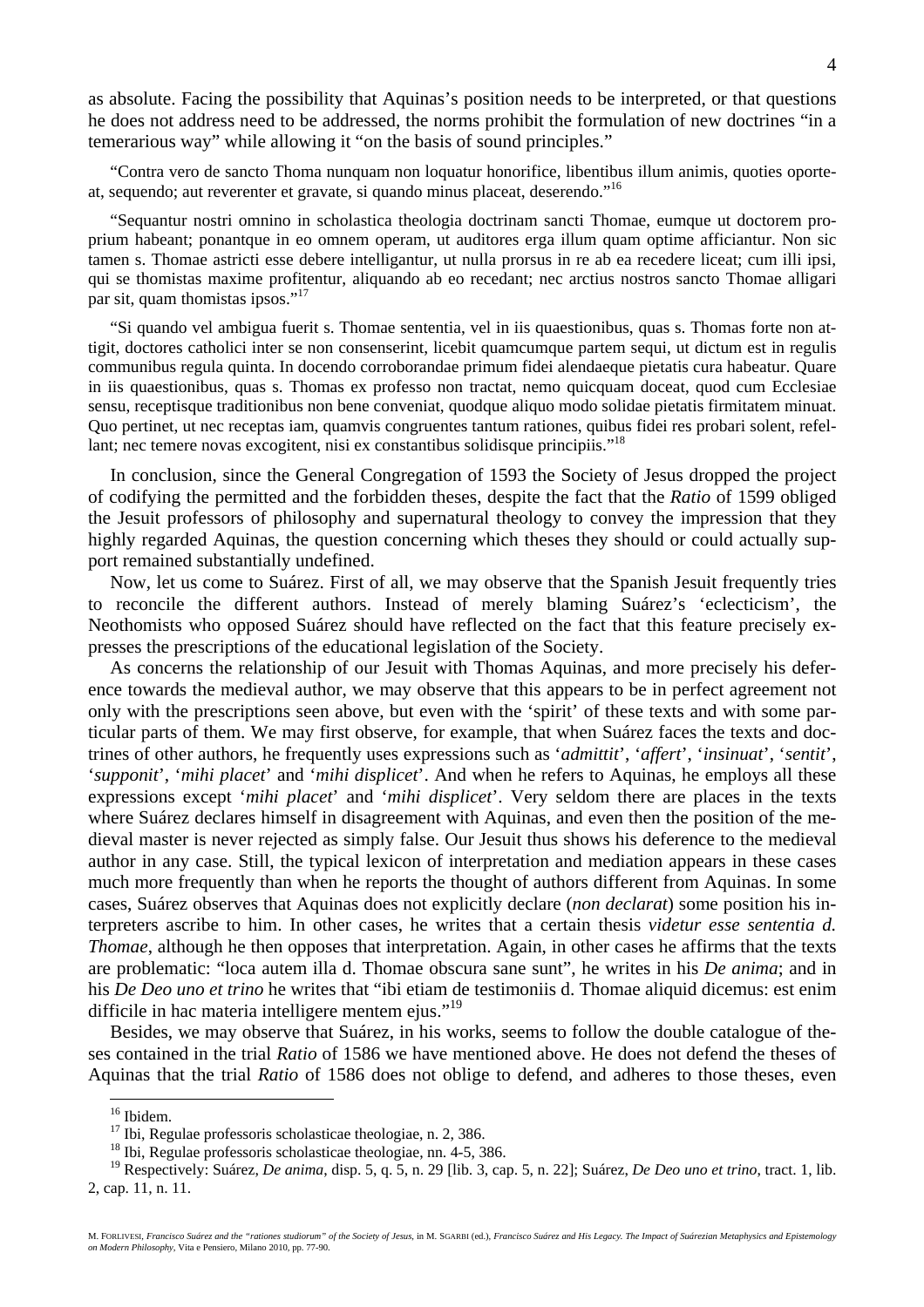as absolute. Facing the possibility that Aquinas's position needs to be interpreted, or that questions he does not address need to be addressed, the norms prohibit the formulation of new doctrines "in a temerarious way" while allowing it "on the basis of sound principles."

> "Contra vero de sancto Thoma nunquam non loquatur honorifice, libentibus illum animis, quoties oporteat, sequendo; aut reverenter et gravate, si quando minus placeat, deserendo."[16]

> "Sequantur nostri omnino in scholastica theologia doctrinam sancti Thomae, eumque ut doctorem proprium habeant; ponantque in eo omnem operam, ut auditores erga illum quam optime afficiantur. Non sic tamen s. Thomae astricti esse debere intelligantur, ut nulla prorsus in re ab ea recedere liceat; cum illi ipsi, qui se thomistas maxime profitentur, aliquando ab eo recedant; nec arctius nostros sancto Thomae alligari par sit, quam thomistas ipsos."[17]

> "Si quando vel ambigua fuerit s. Thomae sententia, vel in iis quaestionibus, quas s. Thomas forte non attigit, doctores catholici inter se non consenserint, licebit quamcumque partem sequi, ut dictum est in regulis communibus regula quinta. In docendo corroborandae primum fidei alendaeque pietatis cura habeatur. Quare in iis quaestionibus, quas s. Thomas ex professo non tractat, nemo quicquam doceat, quod cum Ecclesiae sensu, receptisque traditionibus non bene conveniat, quodque aliquo modo solidae pietatis firmitatem minuat. Quo pertinet, ut nec receptas iam, quamvis congruentes tantum rationes, quibus fidei res probari solent, refellant; nec temere novas excogitent, nisi ex constantibus solidisque principiis."[18]

In conclusion, since the General Congregation of 1593 the Society of Jesus dropped the project of codifying the permitted and the forbidden theses, despite the fact that the *Ratio* of 1599 obliged the Jesuit professors of philosophy and supernatural theology to convey the impression that they highly regarded Aquinas, the question concerning which theses they should or could actually support remained substantially undefined.

Now, let us come to Suárez. First of all, we may observe that the Spanish Jesuit frequently tries to reconcile the different authors. Instead of merely blaming Suárez's 'eclecticism', the Neothomists who opposed Suárez should have reflected on the fact that this feature precisely expresses the prescriptions of the educational legislation of the Society.

As concerns the relationship of our Jesuit with Thomas Aquinas, and more precisely his deference towards the medieval author, we may observe that this appears to be in perfect agreement not only with the prescriptions seen above, but even with the 'spirit' of these texts and with some particular parts of them. We may first observe, for example, that when Suárez faces the texts and doctrines of other authors, he frequently uses expressions such as '*admittit*', '*affert*', '*insinuat*', '*sentit*', '*supponit*', '*mihi placet*' and '*mihi displicet*'. And when he refers to Aquinas, he employs all these expressions except '*mihi placet*' and '*mihi displicet*'. Very seldom there are places in the texts where Suárez declares himself in disagreement with Aquinas, and even then the position of the medieval master is never rejected as simply false. Our Jesuit thus shows his deference to the medieval author in any case. Still, the typical lexicon of interpretation and mediation appears in these cases much more frequently than when he reports the thought of authors different from Aquinas. In some cases, Suárez observes that Aquinas does not explicitly declare (*non declarat*) some position his interpreters ascribe to him. In other cases, he writes that a certain thesis *videtur esse sententia d. Thomae*, although he then opposes that interpretation. Again, in other cases he affirms that the texts are problematic: "loca autem illa d. Thomae obscura sane sunt", he writes in his *De anima*; and in his *De Deo uno et trino* he writes that "ibi etiam de testimoniis d. Thomae aliquid dicemus: est enim difficile in hac materia intelligere mentem ejus."[19]

Besides, we may observe that Suárez, in his works, seems to follow the double catalogue of theses contained in the trial *Ratio* of 1586 we have mentioned above. He does not defend the theses of Aquinas that the trial *Ratio* of 1586 does not oblige to defend, and adheres to those theses, even

---

[16] Ibidem.

[17] Ibi, Regulae professoris scholasticae theologiae, n. 2, 386.

[18] Ibi, Regulae professoris scholasticae theologiae, nn. 4-5, 386.

[19] Respectively: Suárez, *De anima*, disp. 5, q. 5, n. 29 [lib. 3, cap. 5, n. 22]; Suárez, *De Deo uno et trino*, tract. 1, lib. 2, cap. 11, n. 11.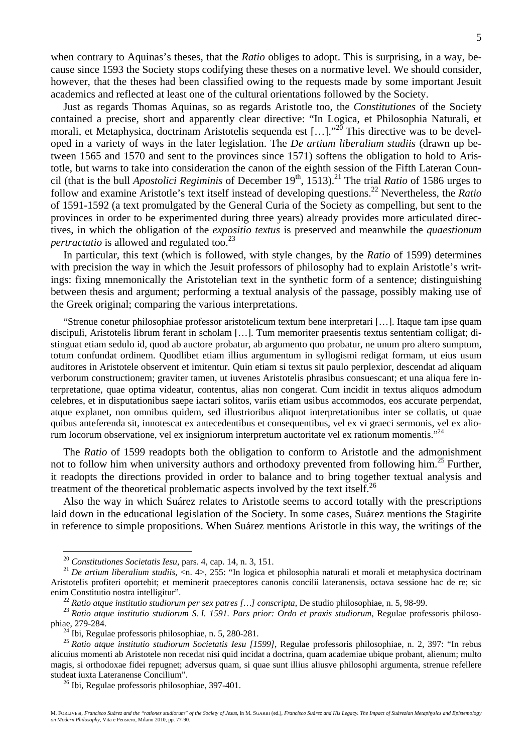when contrary to Aquinas's theses, that the *Ratio* obliges to adopt. This is surprising, in a way, because since 1593 the Society stops codifying these theses on a normative level. We should consider, however, that the theses had been classified owing to the requests made by some important Jesuit academics and reflected at least one of the cultural orientations followed by the Society.

Just as regards Thomas Aquinas, so as regards Aristotle too, the *Constitutiones* of the Society contained a precise, short and apparently clear directive: "In Logica, et Philosophia Naturali, et morali, et Metaphysica, doctrinam Aristotelis sequenda est […]."[20] This directive was to be developed in a variety of ways in the later legislation. The *De artium liberalium studiis* (drawn up between 1565 and 1570 and sent to the provinces since 1571) softens the obligation to hold to Aristotle, but warns to take into consideration the canon of the eighth session of the Fifth Lateran Council (that is the bull *Apostolici Regiminis* of December 19th, 1513).[21] The trial *Ratio* of 1586 urges to follow and examine Aristotle's text itself instead of developing questions.[22] Nevertheless, the *Ratio* of 1591-1592 (a text promulgated by the General Curia of the Society as compelling, but sent to the provinces in order to be experimented during three years) already provides more articulated directives, in which the obligation of the *expositio textus* is preserved and meanwhile the *quaestionum pertractatio* is allowed and regulated too.[23]

In particular, this text (which is followed, with style changes, by the *Ratio* of 1599) determines with precision the way in which the Jesuit professors of philosophy had to explain Aristotle's writings: fixing mnemonically the Aristotelian text in the synthetic form of a sentence; distinguishing between thesis and argument; performing a textual analysis of the passage, possibly making use of the Greek original; comparing the various interpretations.

> "Strenue conetur philosophiae professor aristotelicum textum bene interpretari […]. Itaque tam ipse quam discipuli, Aristotelis librum ferant in scholam […]. Tum memoriter praesentis textus sententiam colligat; distinguat etiam sedulo id, quod ab auctore probatur, ab argumento quo probatur, ne unum pro altero sumptum, totum confundat ordinem. Quodlibet etiam illius argumentum in syllogismi redigat formam, ut eius usum auditores in Aristotele observent et imitentur. Quin etiam si textus sit paulo perplexior, descendat ad aliquam verborum constructionem; graviter tamen, ut iuvenes Aristotelis phrasibus consuescant; et una aliqua fere interpretatione, quae optima videatur, contentus, alias non congerat. Cum incidit in textus aliquos admodum celebres, et in disputationibus saepe iactari solitos, variis etiam usibus accommodos, eos accurate perpendat, atque explanet, non omnibus quidem, sed illustrioribus aliquot interpretationibus inter se collatis, ut quae quibus anteferenda sit, innotescat ex antecedentibus et consequentibus, vel ex vi graeci sermonis, vel ex aliorum locorum observatione, vel ex insigniorum interpretum auctoritate vel ex rationum momentis."[24]

The *Ratio* of 1599 readopts both the obligation to conform to Aristotle and the admonishment not to follow him when university authors and orthodoxy prevented from following him.[25] Further, it readopts the directions provided in order to balance and to bring together textual analysis and treatment of the theoretical problematic aspects involved by the text itself.[26]

Also the way in which Suárez relates to Aristotle seems to accord totally with the prescriptions laid down in the educational legislation of the Society. In some cases, Suárez mentions the Stagirite in reference to simple propositions. When Suárez mentions Aristotle in this way, the writings of the

---

[20] *Constitutiones Societatis Iesu*, pars. 4, cap. 14, n. 3, 151.

[21] *De artium liberalium studiis*, <n. 4>, 255: "In logica et philosophia naturali et morali et metaphysica doctrinam Aristotelis profiteri oportebit; et meminerit praeceptores canonis concilii lateranensis, octava sessione hac de re; sic enim Constitutio nostra intelligitur".

[22] *Ratio atque institutio studiorum per sex patres […] conscripta*, De studio philosophiae, n. 5, 98-99.

[23] *Ratio atque institutio studiorum S. I. 1591. Pars prior: Ordo et praxis studiorum*, Regulae professoris philosophiae, 279-284.

[24] Ibi, Regulae professoris philosophiae, n. 5, 280-281.

[25] *Ratio atque institutio studiorum Societatis Iesu [1599]*, Regulae professoris philosophiae, n. 2, 397: "In rebus alicuius momenti ab Aristotele non recedat nisi quid incidat a doctrina, quam academiae ubique probant, alienum; multo magis, si orthodoxae fidei repugnet; adversus quam, si quae sunt illius aliusve philosophi argumenta, strenue refellere studeat iuxta Lateranense Concilium".

[26] Ibi, Regulae professoris philosophiae, 397-401.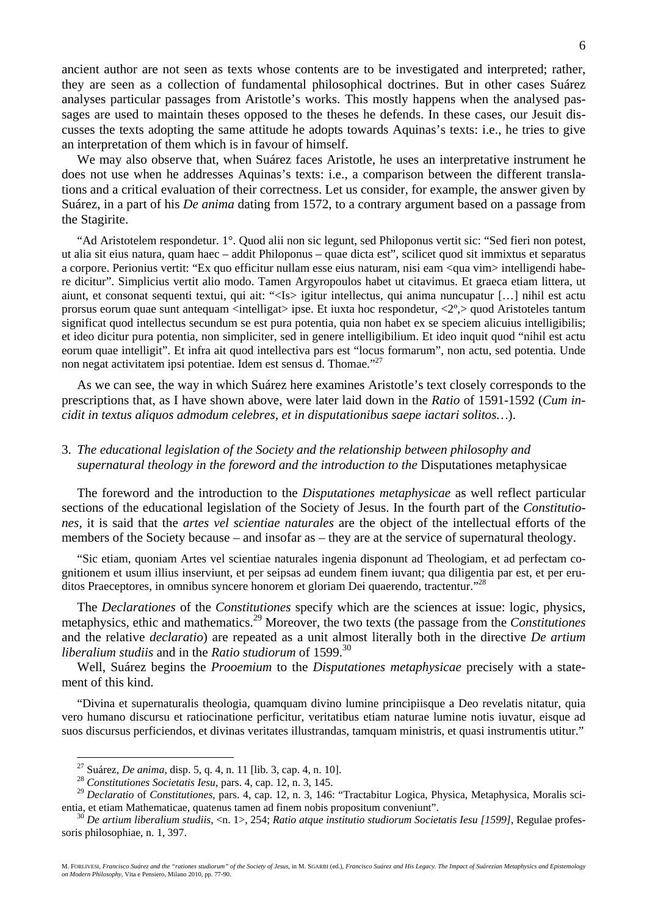ancient author are not seen as texts whose contents are to be investigated and interpreted; rather, they are seen as a collection of fundamental philosophical doctrines. But in other cases Suárez analyses particular passages from Aristotle's works. This mostly happens when the analysed passages are used to maintain theses opposed to the theses he defends. In these cases, our Jesuit discusses the texts adopting the same attitude he adopts towards Aquinas's texts: i.e., he tries to give an interpretation of them which is in favour of himself.

We may also observe that, when Suárez faces Aristotle, he uses an interpretative instrument he does not use when he addresses Aquinas's texts: i.e., a comparison between the different translations and a critical evaluation of their correctness. Let us consider, for example, the answer given by Suárez, in a part of his *De anima* dating from 1572, to a contrary argument based on a passage from the Stagirite.

> "Ad Aristotelem respondetur. 1°. Quod alii non sic legunt, sed Philoponus vertit sic: "Sed fieri non potest, ut alia sit eius natura, quam haec – addit Philoponus – quae dicta est", scilicet quod sit immixtus et separatus a corpore. Perionius vertit: "Ex quo efficitur nullam esse eius naturam, nisi eam <qua vim> intelligendi habere dicitur". Simplicius vertit alio modo. Tamen Argyropoulos habet ut citavimus. Et graeca etiam littera, ut aiunt, et consonat sequenti textui, qui ait: "<Is> igitur intellectus, qui anima nuncupatur […] nihil est actu prorsus eorum quae sunt antequam <intelligat> ipse. Et iuxta hoc respondetur, <2°,> quod Aristoteles tantum significat quod intellectus secundum se est pura potentia, quia non habet ex se speciem alicuius intelligibilis; et ideo dicitur pura potentia, non simpliciter, sed in genere intelligibilium. Et ideo inquit quod "nihil est actu eorum quae intelligit". Et infra ait quod intellectiva pars est "locus formarum", non actu, sed potentia. Unde non negat activitatem ipsi potentiae. Idem est sensus d. Thomae."[27]

As we can see, the way in which Suárez here examines Aristotle's text closely corresponds to the prescriptions that, as I have shown above, were later laid down in the *Ratio* of 1591-1592 (*Cum incidit in textus aliquos admodum celebres, et in disputationibus saepe iactari solitos…*).

## 3. *The educational legislation of the Society and the relationship between philosophy and supernatural theology in the foreword and the introduction to the* Disputationes metaphysicae

The foreword and the introduction to the *Disputationes metaphysicae* as well reflect particular sections of the educational legislation of the Society of Jesus. In the fourth part of the *Constitutiones*, it is said that the *artes vel scientiae naturales* are the object of the intellectual efforts of the members of the Society because – and insofar as – they are at the service of supernatural theology.

> "Sic etiam, quoniam Artes vel scientiae naturales ingenia disponunt ad Theologiam, et ad perfectam cognitionem et usum illius inserviunt, et per seipsas ad eundem finem iuvant; qua diligentia par est, et per eruditos Praeceptores, in omnibus syncere honorem et gloriam Dei quaerendo, tractentur."[28]

The *Declarationes* of the *Constitutiones* specify which are the sciences at issue: logic, physics, metaphysics, ethic and mathematics.[29] Moreover, the two texts (the passage from the *Constitutiones* and the relative *declaratio*) are repeated as a unit almost literally both in the directive *De artium liberalium studiis* and in the *Ratio studiorum* of 1599.[30]

Well, Suárez begins the *Prooemium* to the *Disputationes metaphysicae* precisely with a statement of this kind.

> "Divina et supernaturalis theologia, quamquam divino lumine principiisque a Deo revelatis nitatur, quia vero humano discursu et ratiocinatione perficitur, veritatibus etiam naturae lumine notis iuvatur, eisque ad suos discursus perficiendos, et divinas veritates illustrandas, tamquam ministris, et quasi instrumentis utitur."

---

[27] Suárez, *De anima*, disp. 5, q. 4, n. 11 [lib. 3, cap. 4, n. 10].

[28] *Constitutiones Societatis Iesu*, pars. 4, cap. 12, n. 3, 145.

[29] *Declaratio* of *Constitutiones*, pars. 4, cap. 12, n. 3, 146: "Tractabitur Logica, Physica, Metaphysica, Moralis scientia, et etiam Mathematicae, quatenus tamen ad finem nobis propositum conveniunt".

[30] *De artium liberalium studiis*, <n. 1>, 254; *Ratio atque institutio studiorum Societatis Iesu [1599]*, Regulae professoris philosophiae, n. 1, 397.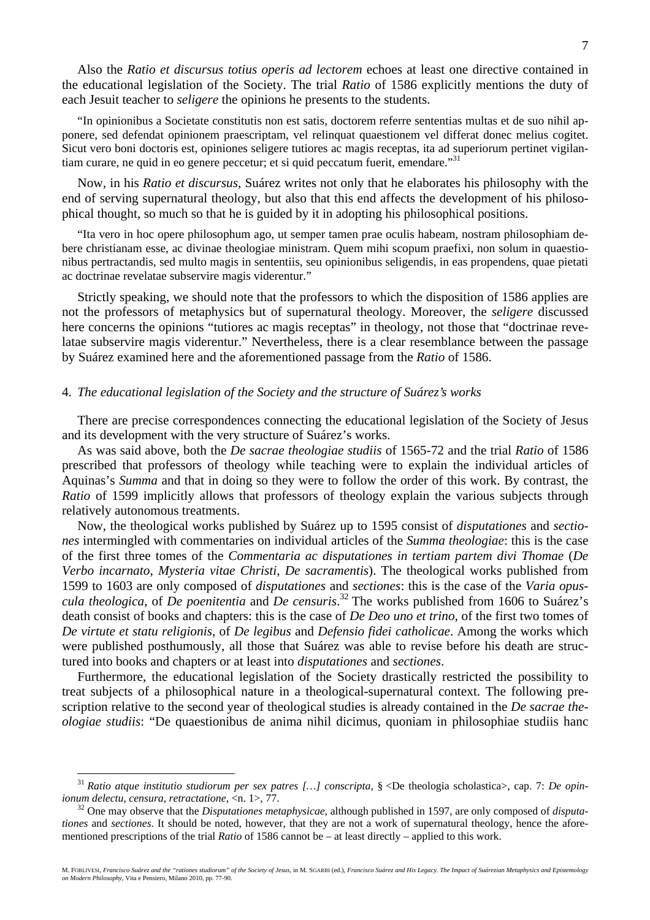Also the *Ratio et discursus totius operis ad lectorem* echoes at least one directive contained in the educational legislation of the Society. The trial *Ratio* of 1586 explicitly mentions the duty of each Jesuit teacher to *seligere* the opinions he presents to the students.

> "In opinionibus a Societate constitutis non est satis, doctorem referre sententias multas et de suo nihil apponere, sed defendat opinionem praescriptam, vel relinquat quaestionem vel differat donec melius cogitet. Sicut vero boni doctoris est, opiniones seligere tutiores ac magis receptas, ita ad superiorum pertinet vigilantiam curare, ne quid in eo genere peccetur; et si quid peccatum fuerit, emendare."[31]

Now, in his *Ratio et discursus*, Suárez writes not only that he elaborates his philosophy with the end of serving supernatural theology, but also that this end affects the development of his philosophical thought, so much so that he is guided by it in adopting his philosophical positions.

> "Ita vero in hoc opere philosophum ago, ut semper tamen prae oculis habeam, nostram philosophiam debere christianam esse, ac divinae theologiae ministram. Quem mihi scopum praefixi, non solum in quaestionibus pertractandis, sed multo magis in sententiis, seu opinionibus seligendis, in eas propendens, quae pietati ac doctrinae revelatae subservire magis viderentur."

Strictly speaking, we should note that the professors to which the disposition of 1586 applies are not the professors of metaphysics but of supernatural theology. Moreover, the *seligere* discussed here concerns the opinions "tutiores ac magis receptas" in theology, not those that "doctrinae revelatae subservire magis viderentur." Nevertheless, there is a clear resemblance between the passage by Suárez examined here and the aforementioned passage from the *Ratio* of 1586.

## 4. *The educational legislation of the Society and the structure of Suárez's works*

There are precise correspondences connecting the educational legislation of the Society of Jesus and its development with the very structure of Suárez's works.

As was said above, both the *De sacrae theologiae studiis* of 1565-72 and the trial *Ratio* of 1586 prescribed that professors of theology while teaching were to explain the individual articles of Aquinas's *Summa* and that in doing so they were to follow the order of this work. By contrast, the *Ratio* of 1599 implicitly allows that professors of theology explain the various subjects through relatively autonomous treatments.

Now, the theological works published by Suárez up to 1595 consist of *disputationes* and *sectiones* intermingled with commentaries on individual articles of the *Summa theologiae*: this is the case of the first three tomes of the *Commentaria ac disputationes in tertiam partem divi Thomae* (*De Verbo incarnato*, *Mysteria vitae Christi*, *De sacramentis*). The theological works published from 1599 to 1603 are only composed of *disputationes* and *sectiones*: this is the case of the *Varia opuscula theologica*, of *De poenitentia* and *De censuris*.[32] The works published from 1606 to Suárez's death consist of books and chapters: this is the case of *De Deo uno et trino*, of the first two tomes of *De virtute et statu religionis*, of *De legibus* and *Defensio fidei catholicae*. Among the works which were published posthumously, all those that Suárez was able to revise before his death are structured into books and chapters or at least into *disputationes* and *sectiones*.

Furthermore, the educational legislation of the Society drastically restricted the possibility to treat subjects of a philosophical nature in a theological-supernatural context. The following prescription relative to the second year of theological studies is already contained in the *De sacrae theologiae studiis*: "De quaestionibus de anima nihil dicimus, quoniam in philosophiae studiis hanc

---

[31] *Ratio atque institutio studiorum per sex patres […] conscripta*, § <De theologia scholastica>, cap. 7: *De opinionum delectu, censura, retractatione*, <n. 1>, 77.

[32] One may observe that the *Disputationes metaphysicae*, although published in 1597, are only composed of *disputationes* and *sectiones*. It should be noted, however, that they are not a work of supernatural theology, hence the aforementioned prescriptions of the trial *Ratio* of 1586 cannot be – at least directly – applied to this work.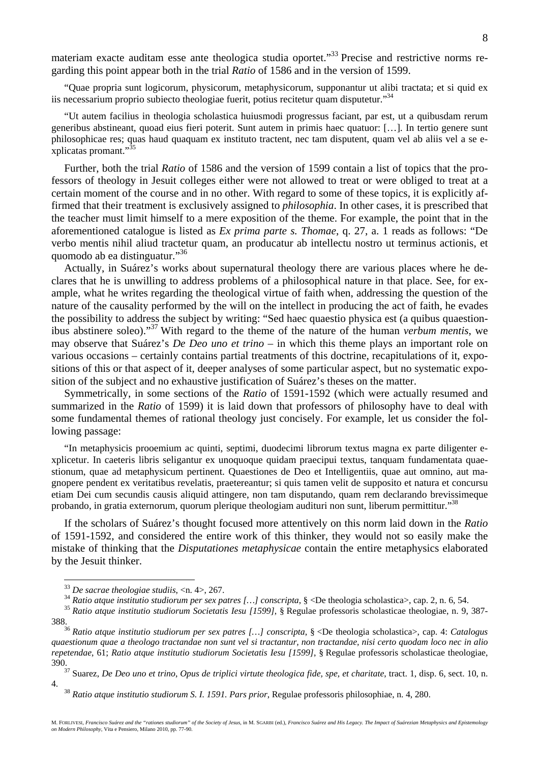materiam exacte auditam esse ante theologica studia oportet."[33] Precise and restrictive norms regarding this point appear both in the trial *Ratio* of 1586 and in the version of 1599.

"Quae propria sunt logicorum, physicorum, metaphysicorum, supponantur ut alibi tractata; et si quid ex iis necessarium proprio subiecto theologiae fuerit, potius recitetur quam disputetur."[34]

"Ut autem facilius in theologia scholastica huiusmodi progressus faciant, par est, ut a quibusdam rerum generibus abstineant, quoad eius fieri poterit. Sunt autem in primis haec quatuor: […]. In tertio genere sunt philosophicae res; quas haud quaquam ex instituto tractent, nec tam disputent, quam vel ab aliis vel a se explicatas promant."[35]

Further, both the trial *Ratio* of 1586 and the version of 1599 contain a list of topics that the professors of theology in Jesuit colleges either were not allowed to treat or were obliged to treat at a certain moment of the course and in no other. With regard to some of these topics, it is explicitly affirmed that their treatment is exclusively assigned to *philosophia*. In other cases, it is prescribed that the teacher must limit himself to a mere exposition of the theme. For example, the point that in the aforementioned catalogue is listed as *Ex prima parte s. Thomae*, q. 27, a. 1 reads as follows: "De verbo mentis nihil aliud tractetur quam, an producatur ab intellectu nostro ut terminus actionis, et quomodo ab ea distinguatur."[36]

Actually, in Suárez's works about supernatural theology there are various places where he declares that he is unwilling to address problems of a philosophical nature in that place. See, for example, what he writes regarding the theological virtue of faith when, addressing the question of the nature of the causality performed by the will on the intellect in producing the act of faith, he evades the possibility to address the subject by writing: "Sed haec quaestio physica est (a quibus quaestionibus abstinere soleo)."[37] With regard to the theme of the nature of the human *verbum mentis*, we may observe that Suárez's *De Deo uno et trino* – in which this theme plays an important role on various occasions – certainly contains partial treatments of this doctrine, recapitulations of it, expositions of this or that aspect of it, deeper analyses of some particular aspect, but no systematic exposition of the subject and no exhaustive justification of Suárez's theses on the matter.

Symmetrically, in some sections of the *Ratio* of 1591-1592 (which were actually resumed and summarized in the *Ratio* of 1599) it is laid down that professors of philosophy have to deal with some fundamental themes of rational theology just concisely. For example, let us consider the following passage:

"In metaphysicis prooemium ac quinti, septimi, duodecimi librorum textus magna ex parte diligenter explicetur. In caeteris libris seligantur ex unoquoque quidam praecipui textus, tanquam fundamentata quaestionum, quae ad metaphysicum pertinent. Quaestiones de Deo et Intelligentiis, quae aut omnino, aut magnopere pendent ex veritatibus revelatis, praetereantur; si quis tamen velit de supposito et natura et concursu etiam Dei cum secundis causis aliquid attingere, non tam disputando, quam rem declarando brevissimeque probando, in gratia externorum, quorum plerique theologiam audituri non sunt, liberum permittitur."[38]

If the scholars of Suárez's thought focused more attentively on this norm laid down in the *Ratio* of 1591-1592, and considered the entire work of this thinker, they would not so easily make the mistake of thinking that the *Disputationes metaphysicae* contain the entire metaphysics elaborated by the Jesuit thinker.

---

[33] *De sacrae theologiae studiis*, <n. 4>, 267.

[34] *Ratio atque institutio studiorum per sex patres […] conscripta*, § <De theologia scholastica>, cap. 2, n. 6, 54.

[35] *Ratio atque institutio studiorum Societatis Iesu [1599]*, § Regulae professoris scholasticae theologiae, n. 9, 387-388.

[36] *Ratio atque institutio studiorum per sex patres […] conscripta*, § <De theologia scholastica>, cap. 4: *Catalogus quaestionum quae a theologo tractandae non sunt vel si tractantur, non tractandae, nisi certo quodam loco nec in alio repetendae*, 61; *Ratio atque institutio studiorum Societatis Iesu [1599]*, § Regulae professoris scholasticae theologiae, 390.

[37] Suarez, *De Deo uno et trino*, *Opus de triplici virtute theologica fide, spe, et charitate*, tract. 1, disp. 6, sect. 10, n. 4.

[38] *Ratio atque institutio studiorum S. I. 1591. Pars prior*, Regulae professoris philosophiae, n. 4, 280.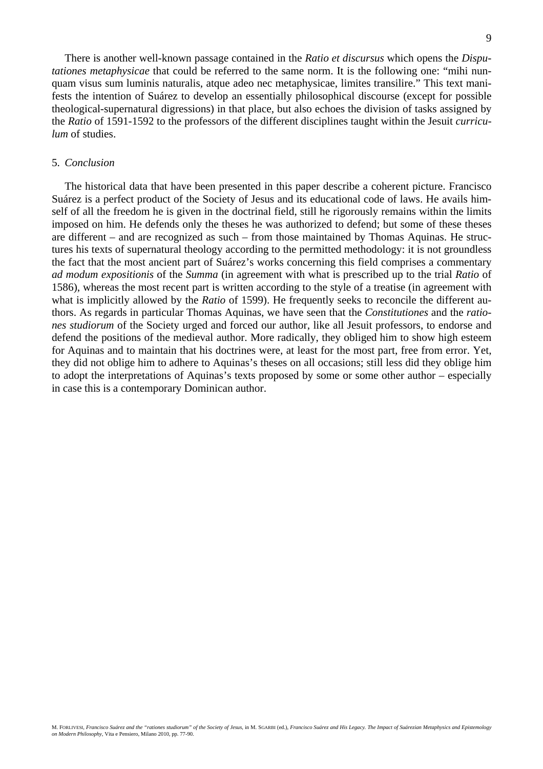There is another well-known passage contained in the *Ratio et discursus* which opens the *Disputationes metaphysicae* that could be referred to the same norm. It is the following one: "mihi nunquam visus sum luminis naturalis, atque adeo nec metaphysicae, limites transilire." This text manifests the intention of Suárez to develop an essentially philosophical discourse (except for possible theological-supernatural digressions) in that place, but also echoes the division of tasks assigned by the *Ratio* of 1591-1592 to the professors of the different disciplines taught within the Jesuit *curriculum* of studies.

## 5. *Conclusion*

The historical data that have been presented in this paper describe a coherent picture. Francisco Suárez is a perfect product of the Society of Jesus and its educational code of laws. He avails himself of all the freedom he is given in the doctrinal field, still he rigorously remains within the limits imposed on him. He defends only the theses he was authorized to defend; but some of these theses are different – and are recognized as such – from those maintained by Thomas Aquinas. He structures his texts of supernatural theology according to the permitted methodology: it is not groundless the fact that the most ancient part of Suárez's works concerning this field comprises a commentary *ad modum expositionis* of the *Summa* (in agreement with what is prescribed up to the trial *Ratio* of 1586), whereas the most recent part is written according to the style of a treatise (in agreement with what is implicitly allowed by the *Ratio* of 1599). He frequently seeks to reconcile the different authors. As regards in particular Thomas Aquinas, we have seen that the *Constitutiones* and the *rationes studiorum* of the Society urged and forced our author, like all Jesuit professors, to endorse and defend the positions of the medieval author. More radically, they obliged him to show high esteem for Aquinas and to maintain that his doctrines were, at least for the most part, free from error. Yet, they did not oblige him to adhere to Aquinas's theses on all occasions; still less did they oblige him to adopt the interpretations of Aquinas's texts proposed by some or some other author – especially in case this is a contemporary Dominican author.